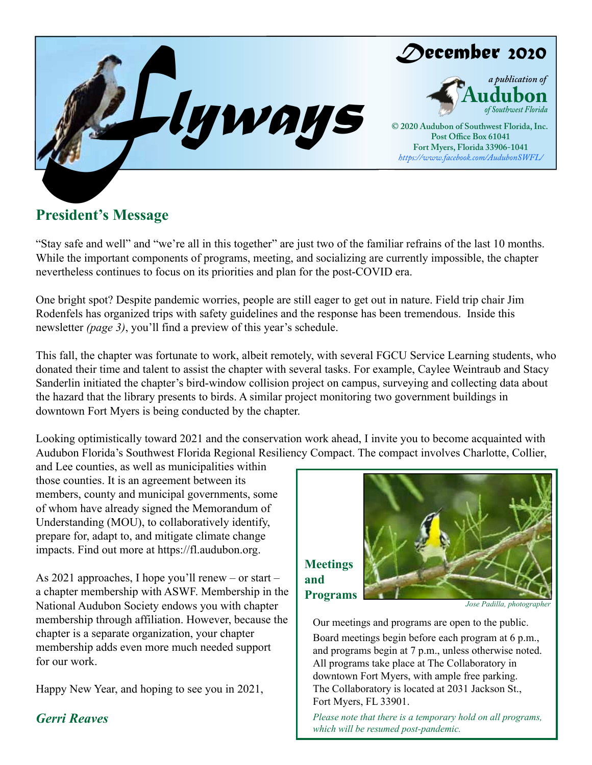# Flyways

December 2020

*a publication of*
**Audubon**
*of Southwest Florida*

**© 2020 Audubon of Southwest Florida, Inc.**
**Post Office Box 61041**
**Fort Myers, Florida 33906-1041**
*https://www.facebook.com/AudubonSWFL/*

## President's Message

"Stay safe and well" and "we're all in this together" are just two of the familiar refrains of the last 10 months. While the important components of programs, meeting, and socializing are currently impossible, the chapter nevertheless continues to focus on its priorities and plan for the post-COVID era.

One bright spot? Despite pandemic worries, people are still eager to get out in nature. Field trip chair Jim Rodenfels has organized trips with safety guidelines and the response has been tremendous. Inside this newsletter *(page 3)*, you'll find a preview of this year's schedule.

This fall, the chapter was fortunate to work, albeit remotely, with several FGCU Service Learning students, who donated their time and talent to assist the chapter with several tasks. For example, Caylee Weintraub and Stacy Sanderlin initiated the chapter's bird-window collision project on campus, surveying and collecting data about the hazard that the library presents to birds. A similar project monitoring two government buildings in downtown Fort Myers is being conducted by the chapter.

Looking optimistically toward 2021 and the conservation work ahead, I invite you to become acquainted with Audubon Florida's Southwest Florida Regional Resiliency Compact. The compact involves Charlotte, Collier, and Lee counties, as well as municipalities within those counties. It is an agreement between its members, county and municipal governments, some of whom have already signed the Memorandum of Understanding (MOU), to collaboratively identify, prepare for, adapt to, and mitigate climate change impacts. Find out more at https://fl.audubon.org.

As 2021 approaches, I hope you'll renew – or start – a chapter membership with ASWF. Membership in the National Audubon Society endows you with chapter membership through affiliation. However, because the chapter is a separate organization, your chapter membership adds even more much needed support for our work.

Happy New Year, and hoping to see you in 2021,

***Gerri Reaves***

## Meetings and Programs

*Jose Padilla, photographer*

Our meetings and programs are open to the public. Board meetings begin before each program at 6 p.m., and programs begin at 7 p.m., unless otherwise noted. All programs take place at The Collaboratory in downtown Fort Myers, with ample free parking. The Collaboratory is located at 2031 Jackson St., Fort Myers, FL 33901.

*Please note that there is a temporary hold on all programs, which will be resumed post-pandemic.*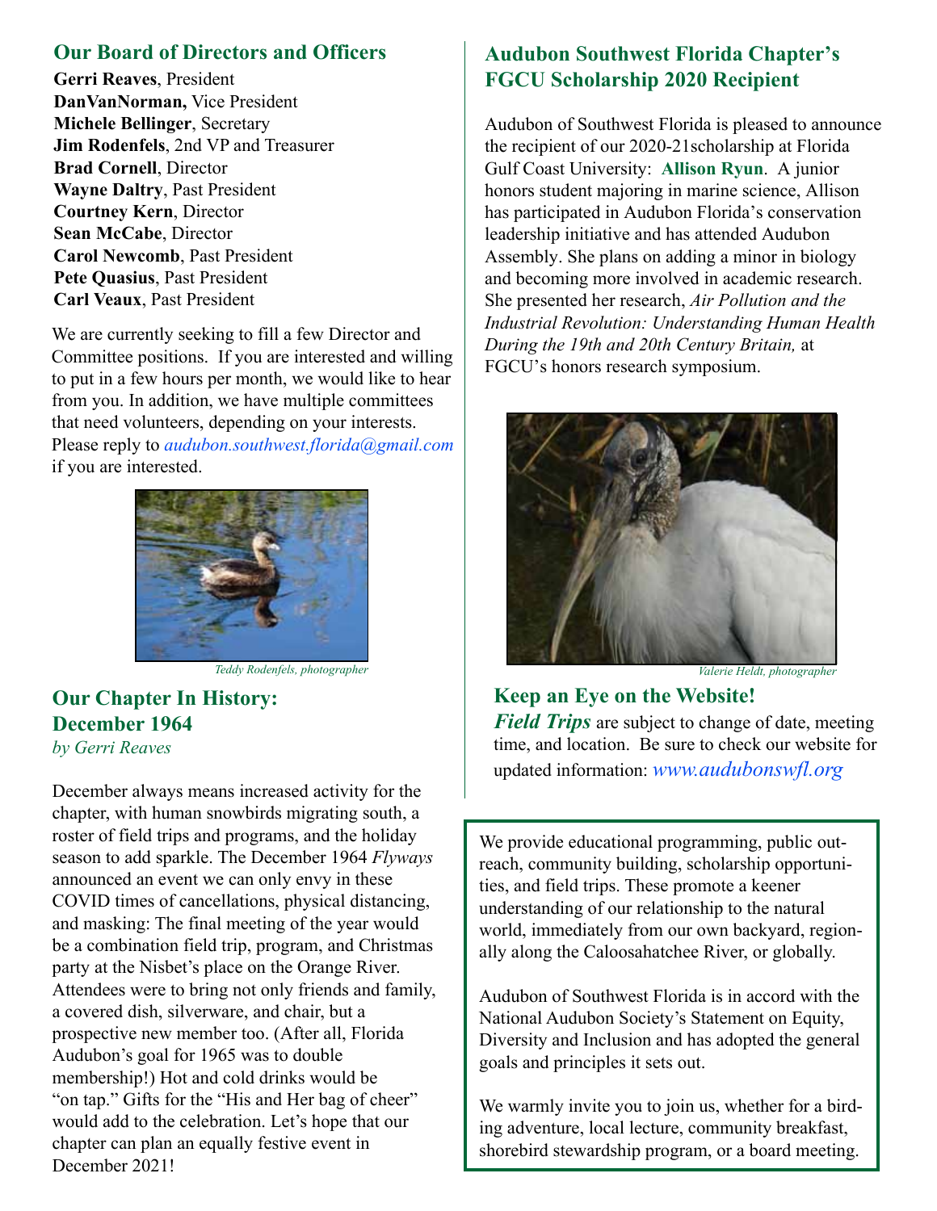## Our Board of Directors and Officers

**Gerri Reaves**, President
**DanVanNorman,** Vice President
**Michele Bellinger**, Secretary
**Jim Rodenfels**, 2nd VP and Treasurer
**Brad Cornell**, Director
**Wayne Daltry**, Past President
**Courtney Kern**, Director
**Sean McCabe**, Director
**Carol Newcomb**, Past President
**Pete Quasius**, Past President
**Carl Veaux**, Past President

We are currently seeking to fill a few Director and Committee positions. If you are interested and willing to put in a few hours per month, we would like to hear from you. In addition, we have multiple committees that need volunteers, depending on your interests. Please reply to *audubon.southwest.florida@gmail.com* if you are interested.

*Teddy Rodenfels, photographer*

## Our Chapter In History: December 1964

*by Gerri Reaves*

December always means increased activity for the chapter, with human snowbirds migrating south, a roster of field trips and programs, and the holiday season to add sparkle. The December 1964 *Flyways* announced an event we can only envy in these COVID times of cancellations, physical distancing, and masking: The final meeting of the year would be a combination field trip, program, and Christmas party at the Nisbet's place on the Orange River. Attendees were to bring not only friends and family, a covered dish, silverware, and chair, but a prospective new member too. (After all, Florida Audubon's goal for 1965 was to double membership!) Hot and cold drinks would be "on tap." Gifts for the "His and Her bag of cheer" would add to the celebration. Let's hope that our chapter can plan an equally festive event in December 2021!

## Audubon Southwest Florida Chapter's FGCU Scholarship 2020 Recipient

Audubon of Southwest Florida is pleased to announce the recipient of our 2020-21scholarship at Florida Gulf Coast University: **Allison Ryun**. A junior honors student majoring in marine science, Allison has participated in Audubon Florida's conservation leadership initiative and has attended Audubon Assembly. She plans on adding a minor in biology and becoming more involved in academic research. She presented her research, *Air Pollution and the Industrial Revolution: Understanding Human Health During the 19th and 20th Century Britain,* at FGCU's honors research symposium.

*Valerie Heldt, photographer*

## Keep an Eye on the Website!

***Field Trips*** are subject to change of date, meeting time, and location. Be sure to check our website for updated information: *www.audubonswfl.org*

We provide educational programming, public outreach, community building, scholarship opportunities, and field trips. These promote a keener understanding of our relationship to the natural world, immediately from our own backyard, regionally along the Caloosahatchee River, or globally.

Audubon of Southwest Florida is in accord with the National Audubon Society's Statement on Equity, Diversity and Inclusion and has adopted the general goals and principles it sets out.

We warmly invite you to join us, whether for a birding adventure, local lecture, community breakfast, shorebird stewardship program, or a board meeting.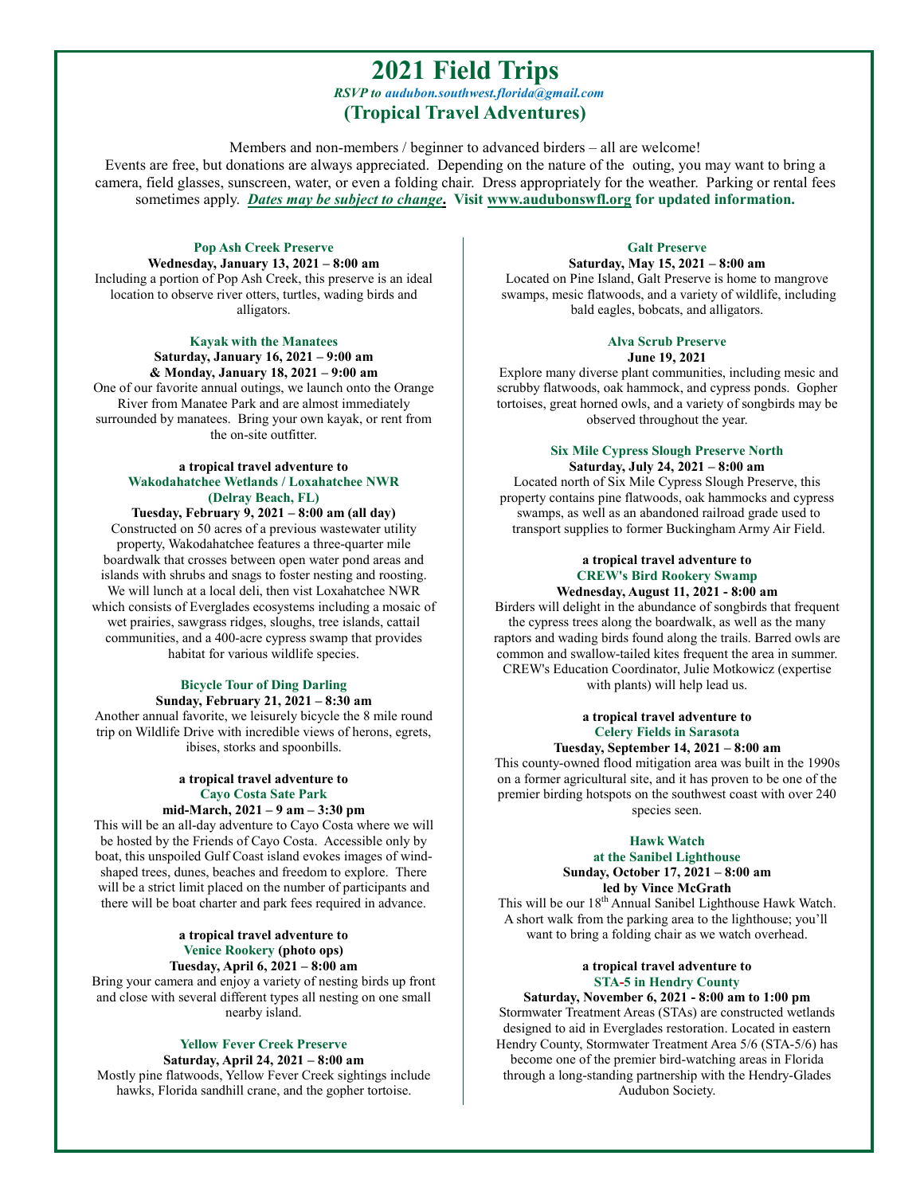# 2021 Field Trips

*RSVP to audubon.southwest.florida@gmail.com*

## (Tropical Travel Adventures)

Members and non-members / beginner to advanced birders – all are welcome!
Events are free, but donations are always appreciated. Depending on the nature of the outing, you may want to bring a camera, field glasses, sunscreen, water, or even a folding chair. Dress appropriately for the weather. Parking or rental fees sometimes apply. ***Dates may be subject to change*.** **Visit www.audubonswfl.org for updated information.**

### Pop Ash Creek Preserve

**Wednesday, January 13, 2021 – 8:00 am**

Including a portion of Pop Ash Creek, this preserve is an ideal location to observe river otters, turtles, wading birds and alligators.

### Kayak with the Manatees

**Saturday, January 16, 2021 – 9:00 am**
**& Monday, January 18, 2021 – 9:00 am**

One of our favorite annual outings, we launch onto the Orange River from Manatee Park and are almost immediately surrounded by manatees. Bring your own kayak, or rent from the on-site outfitter.

### a tropical travel adventure to Wakodahatchee Wetlands / Loxahatchee NWR (Delray Beach, FL)

**Tuesday, February 9, 2021 – 8:00 am (all day)**

Constructed on 50 acres of a previous wastewater utility property, Wakodahatchee features a three-quarter mile boardwalk that crosses between open water pond areas and islands with shrubs and snags to foster nesting and roosting. We will lunch at a local deli, then vist Loxahatchee NWR which consists of Everglades ecosystems including a mosaic of wet prairies, sawgrass ridges, sloughs, tree islands, cattail communities, and a 400-acre cypress swamp that provides habitat for various wildlife species.

### Bicycle Tour of Ding Darling

**Sunday, February 21, 2021 – 8:30 am**

Another annual favorite, we leisurely bicycle the 8 mile round trip on Wildlife Drive with incredible views of herons, egrets, ibises, storks and spoonbills.

### a tropical travel adventure to Cayo Costa Sate Park

**mid-March, 2021 – 9 am – 3:30 pm**

This will be an all-day adventure to Cayo Costa where we will be hosted by the Friends of Cayo Costa. Accessible only by boat, this unspoiled Gulf Coast island evokes images of wind-shaped trees, dunes, beaches and freedom to explore. There will be a strict limit placed on the number of participants and there will be boat charter and park fees required in advance.

### a tropical travel adventure to Venice Rookery (photo ops)

**Tuesday, April 6, 2021 – 8:00 am**

Bring your camera and enjoy a variety of nesting birds up front and close with several different types all nesting on one small nearby island.

### Yellow Fever Creek Preserve

**Saturday, April 24, 2021 – 8:00 am**

Mostly pine flatwoods, Yellow Fever Creek sightings include hawks, Florida sandhill crane, and the gopher tortoise.

### Galt Preserve

**Saturday, May 15, 2021 – 8:00 am**

Located on Pine Island, Galt Preserve is home to mangrove swamps, mesic flatwoods, and a variety of wildlife, including bald eagles, bobcats, and alligators.

### Alva Scrub Preserve

**June 19, 2021**

Explore many diverse plant communities, including mesic and scrubby flatwoods, oak hammock, and cypress ponds. Gopher tortoises, great horned owls, and a variety of songbirds may be observed throughout the year.

### Six Mile Cypress Slough Preserve North

**Saturday, July 24, 2021 – 8:00 am**

Located north of Six Mile Cypress Slough Preserve, this property contains pine flatwoods, oak hammocks and cypress swamps, as well as an abandoned railroad grade used to transport supplies to former Buckingham Army Air Field.

### a tropical travel adventure to CREW's Bird Rookery Swamp

**Wednesday, August 11, 2021 - 8:00 am**

Birders will delight in the abundance of songbirds that frequent the cypress trees along the boardwalk, as well as the many raptors and wading birds found along the trails. Barred owls are common and swallow-tailed kites frequent the area in summer. CREW's Education Coordinator, Julie Motkowicz (expertise with plants) will help lead us.

### a tropical travel adventure to Celery Fields in Sarasota

**Tuesday, September 14, 2021 – 8:00 am**

This county-owned flood mitigation area was built in the 1990s on a former agricultural site, and it has proven to be one of the premier birding hotspots on the southwest coast with over 240 species seen.

### Hawk Watch at the Sanibel Lighthouse

**Sunday, October 17, 2021 – 8:00 am**
**led by Vince McGrath**

This will be our 18th Annual Sanibel Lighthouse Hawk Watch. A short walk from the parking area to the lighthouse; you'll want to bring a folding chair as we watch overhead.

### a tropical travel adventure to STA-5 in Hendry County

**Saturday, November 6, 2021 - 8:00 am to 1:00 pm**

Stormwater Treatment Areas (STAs) are constructed wetlands designed to aid in Everglades restoration. Located in eastern Hendry County, Stormwater Treatment Area 5/6 (STA-5/6) has become one of the premier bird-watching areas in Florida through a long-standing partnership with the Hendry-Glades Audubon Society.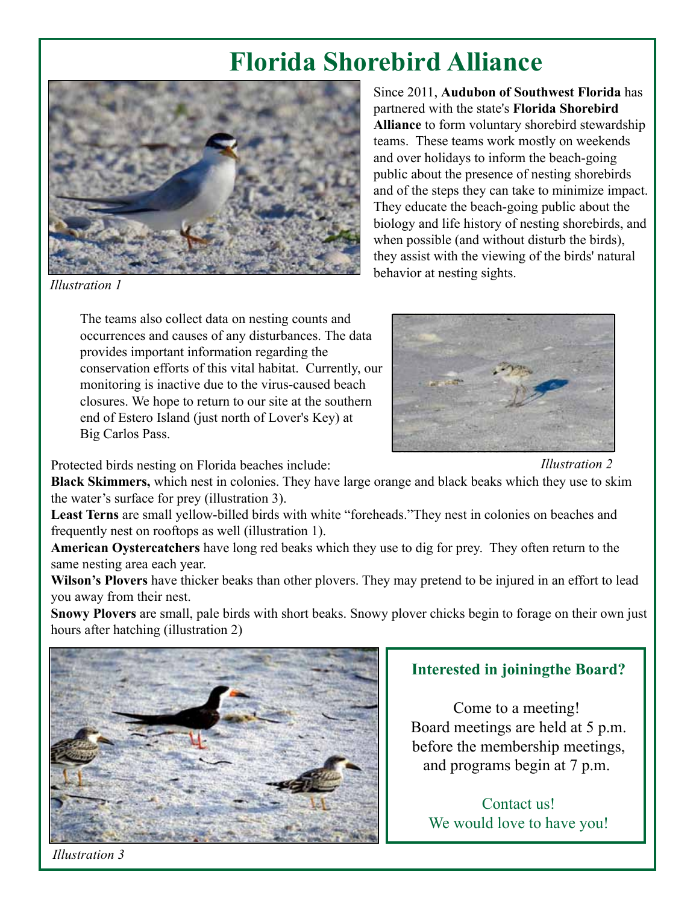# Florida Shorebird Alliance

*Illustration 1*

Since 2011, **Audubon of Southwest Florida** has partnered with the state's **Florida Shorebird Alliance** to form voluntary shorebird stewardship teams. These teams work mostly on weekends and over holidays to inform the beach-going public about the presence of nesting shorebirds and of the steps they can take to minimize impact. They educate the beach-going public about the biology and life history of nesting shorebirds, and when possible (and without disturb the birds), they assist with the viewing of the birds' natural behavior at nesting sights.

The teams also collect data on nesting counts and occurrences and causes of any disturbances. The data provides important information regarding the conservation efforts of this vital habitat. Currently, our monitoring is inactive due to the virus-caused beach closures. We hope to return to our site at the southern end of Estero Island (just north of Lover's Key) at Big Carlos Pass.

*Illustration 2*

Protected birds nesting on Florida beaches include:

**Black Skimmers,** which nest in colonies. They have large orange and black beaks which they use to skim the water's surface for prey (illustration 3).

**Least Terns** are small yellow-billed birds with white "foreheads."They nest in colonies on beaches and frequently nest on rooftops as well (illustration 1).

**American Oystercatchers** have long red beaks which they use to dig for prey. They often return to the same nesting area each year.

**Wilson's Plovers** have thicker beaks than other plovers. They may pretend to be injured in an effort to lead you away from their nest.

**Snowy Plovers** are small, pale birds with short beaks. Snowy plover chicks begin to forage on their own just hours after hatching (illustration 2)

*Illustration 3*

### Interested in joiningthe Board?

Come to a meeting!
Board meetings are held at 5 p.m. before the membership meetings, and programs begin at 7 p.m.

Contact us!
We would love to have you!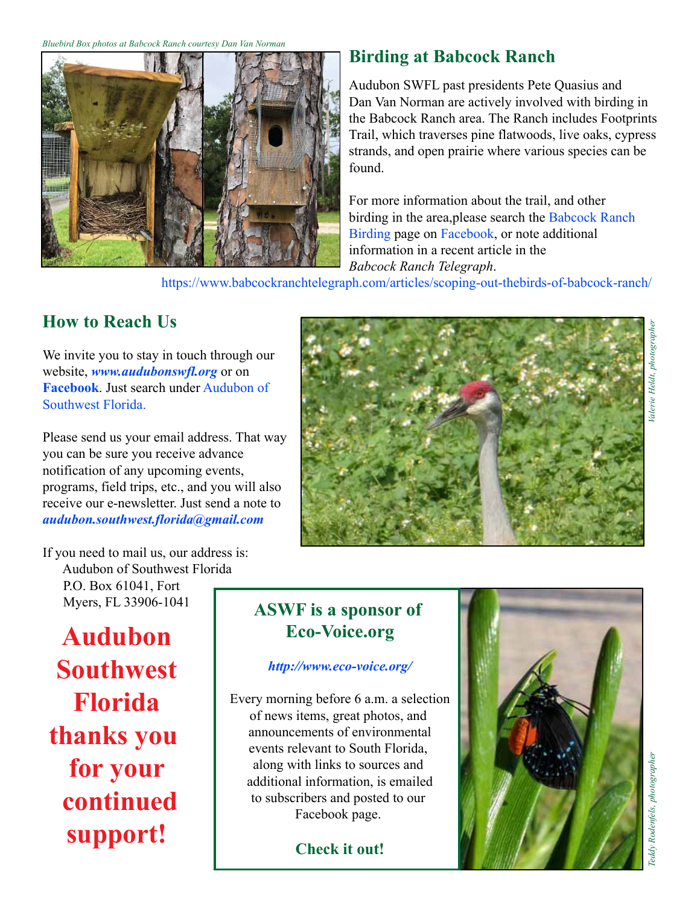*Bluebird Box photos at Babcock Ranch courtesy Dan Van Norman*

## Birding at Babcock Ranch

Audubon SWFL past presidents Pete Quasius and Dan Van Norman are actively involved with birding in the Babcock Ranch area. The Ranch includes Footprints Trail, which traverses pine flatwoods, live oaks, cypress strands, and open prairie where various species can be found.

For more information about the trail, and other birding in the area,please search the Babcock Ranch Birding page on Facebook, or note additional information in a recent article in the *Babcock Ranch Telegraph*.

https://www.babcockranchtelegraph.com/articles/scoping-out-thebirds-of-babcock-ranch/

## How to Reach Us

We invite you to stay in touch through our website, ***www.audubonswfl.org*** or on **Facebook**. Just search under Audubon of Southwest Florida.

Please send us your email address. That way you can be sure you receive advance notification of any upcoming events, programs, field trips, etc., and you will also receive our e-newsletter. Just send a note to ***audubon.southwest.florida@gmail.com***

If you need to mail us, our address is:

Audubon of Southwest Florida
P.O. Box 61041, Fort Myers, FL 33906-1041

*Valerie Heldt, photographer*

# Audubon Southwest Florida thanks you for your continued support!

## ASWF is a sponsor of Eco-Voice.org

***http://www.eco-voice.org/***

Every morning before 6 a.m. a selection of news items, great photos, and announcements of environmental events relevant to South Florida, along with links to sources and additional information, is emailed to subscribers and posted to our Facebook page.

**Check it out!**

*Teddy Rodenfels, photographer*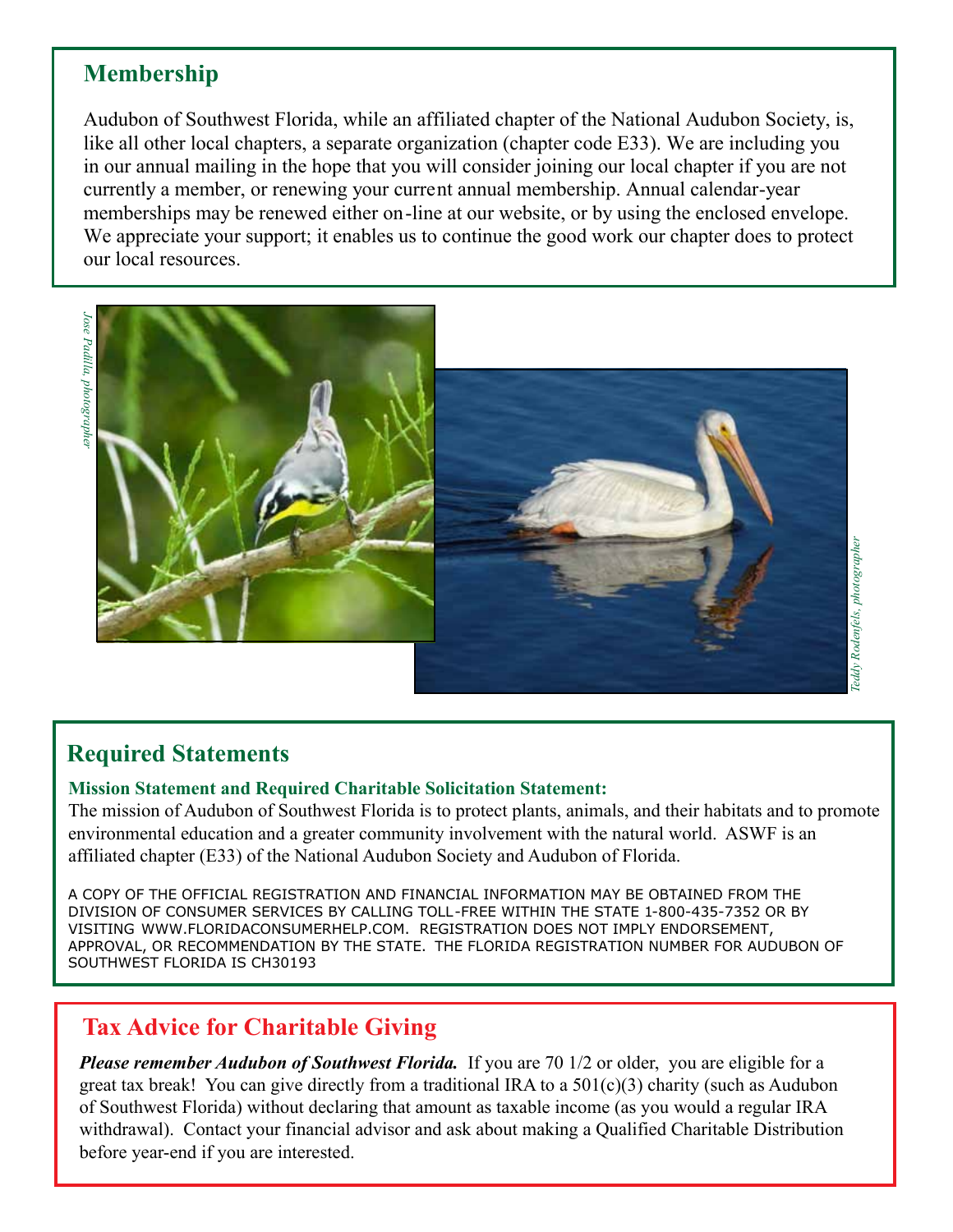## Membership

Audubon of Southwest Florida, while an affiliated chapter of the National Audubon Society, is, like all other local chapters, a separate organization (chapter code E33). We are including you in our annual mailing in the hope that you will consider joining our local chapter if you are not currently a member, or renewing your current annual membership. Annual calendar-year memberships may be renewed either on-line at our website, or by using the enclosed envelope. We appreciate your support; it enables us to continue the good work our chapter does to protect our local resources.

*Jose Padilla, photographer*

*Teddy Rodenfels, photographer*

## Required Statements

**Mission Statement and Required Charitable Solicitation Statement:**

The mission of Audubon of Southwest Florida is to protect plants, animals, and their habitats and to promote environmental education and a greater community involvement with the natural world. ASWF is an affiliated chapter (E33) of the National Audubon Society and Audubon of Florida.

A COPY OF THE OFFICIAL REGISTRATION AND FINANCIAL INFORMATION MAY BE OBTAINED FROM THE DIVISION OF CONSUMER SERVICES BY CALLING TOLL-FREE WITHIN THE STATE 1-800-435-7352 OR BY VISITING WWW.FLORIDACONSUMERHELP.COM. REGISTRATION DOES NOT IMPLY ENDORSEMENT, APPROVAL, OR RECOMMENDATION BY THE STATE. THE FLORIDA REGISTRATION NUMBER FOR AUDUBON OF SOUTHWEST FLORIDA IS CH30193

## Tax Advice for Charitable Giving

***Please remember Audubon of Southwest Florida.*** If you are 70 1/2 or older, you are eligible for a great tax break! You can give directly from a traditional IRA to a 501(c)(3) charity (such as Audubon of Southwest Florida) without declaring that amount as taxable income (as you would a regular IRA withdrawal). Contact your financial advisor and ask about making a Qualified Charitable Distribution before year-end if you are interested.